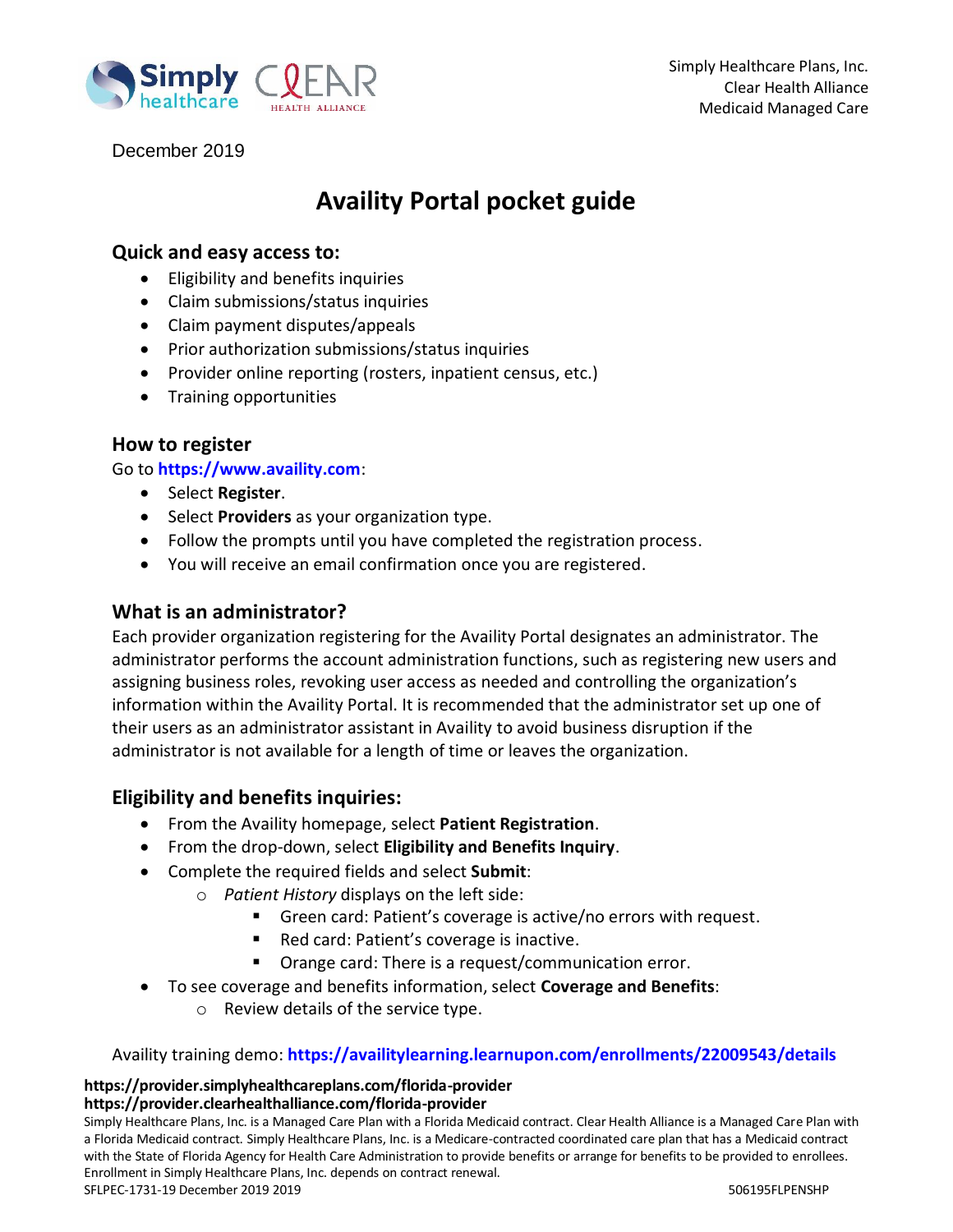Simply Healthcare Plans, Inc.
Clear Health Alliance
Medicaid Managed Care

December 2019

# Availity Portal pocket guide

## Quick and easy access to:

- Eligibility and benefits inquiries
- Claim submissions/status inquiries
- Claim payment disputes/appeals
- Prior authorization submissions/status inquiries
- Provider online reporting (rosters, inpatient census, etc.)
- Training opportunities

## How to register

Go to **https://www.availity.com**:

- Select **Register**.
- Select **Providers** as your organization type.
- Follow the prompts until you have completed the registration process.
- You will receive an email confirmation once you are registered.

## What is an administrator?

Each provider organization registering for the Availity Portal designates an administrator. The administrator performs the account administration functions, such as registering new users and assigning business roles, revoking user access as needed and controlling the organization's information within the Availity Portal. It is recommended that the administrator set up one of their users as an administrator assistant in Availity to avoid business disruption if the administrator is not available for a length of time or leaves the organization.

## Eligibility and benefits inquiries:

- From the Availity homepage, select **Patient Registration**.
- From the drop-down, select **Eligibility and Benefits Inquiry**.
- Complete the required fields and select **Submit**:
  - *Patient History* displays on the left side:
    - Green card: Patient's coverage is active/no errors with request.
    - Red card: Patient's coverage is inactive.
    - Orange card: There is a request/communication error.
- To see coverage and benefits information, select **Coverage and Benefits**:
  - Review details of the service type.

Availity training demo: **https://availitylearning.learnupon.com/enrollments/22009543/details**

**https://provider.simplyhealthcareplans.com/florida-provider**
**https://provider.clearhealthalliance.com/florida-provider**

Simply Healthcare Plans, Inc. is a Managed Care Plan with a Florida Medicaid contract. Clear Health Alliance is a Managed Care Plan with a Florida Medicaid contract. Simply Healthcare Plans, Inc. is a Medicare-contracted coordinated care plan that has a Medicaid contract with the State of Florida Agency for Health Care Administration to provide benefits or arrange for benefits to be provided to enrollees. Enrollment in Simply Healthcare Plans, Inc. depends on contract renewal.

SFLPEC-1731-19 December 2019 2019 506195FLPENSHP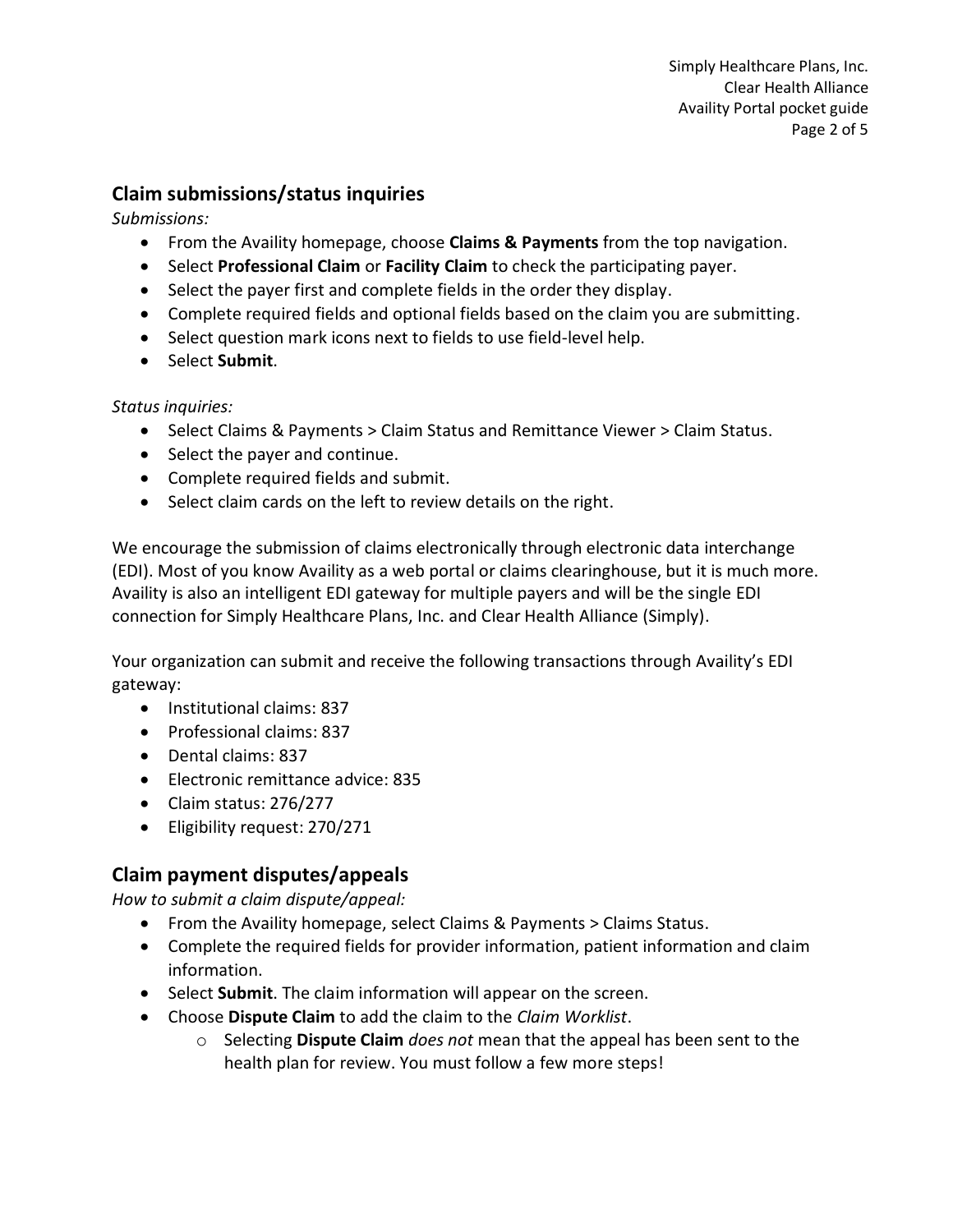## Claim submissions/status inquiries

*Submissions:*

- From the Availity homepage, choose **Claims & Payments** from the top navigation.
- Select **Professional Claim** or **Facility Claim** to check the participating payer.
- Select the payer first and complete fields in the order they display.
- Complete required fields and optional fields based on the claim you are submitting.
- Select question mark icons next to fields to use field-level help.
- Select **Submit**.

*Status inquiries:*

- Select Claims & Payments > Claim Status and Remittance Viewer > Claim Status.
- Select the payer and continue.
- Complete required fields and submit.
- Select claim cards on the left to review details on the right.

We encourage the submission of claims electronically through electronic data interchange (EDI). Most of you know Availity as a web portal or claims clearinghouse, but it is much more. Availity is also an intelligent EDI gateway for multiple payers and will be the single EDI connection for Simply Healthcare Plans, Inc. and Clear Health Alliance (Simply).

Your organization can submit and receive the following transactions through Availity's EDI gateway:

- Institutional claims: 837
- Professional claims: 837
- Dental claims: 837
- Electronic remittance advice: 835
- Claim status: 276/277
- Eligibility request: 270/271

## Claim payment disputes/appeals

*How to submit a claim dispute/appeal:*

- From the Availity homepage, select Claims & Payments > Claims Status.
- Complete the required fields for provider information, patient information and claim information.
- Select **Submit**. The claim information will appear on the screen.
- Choose **Dispute Claim** to add the claim to the *Claim Worklist*.
    - Selecting **Dispute Claim** *does not* mean that the appeal has been sent to the health plan for review. You must follow a few more steps!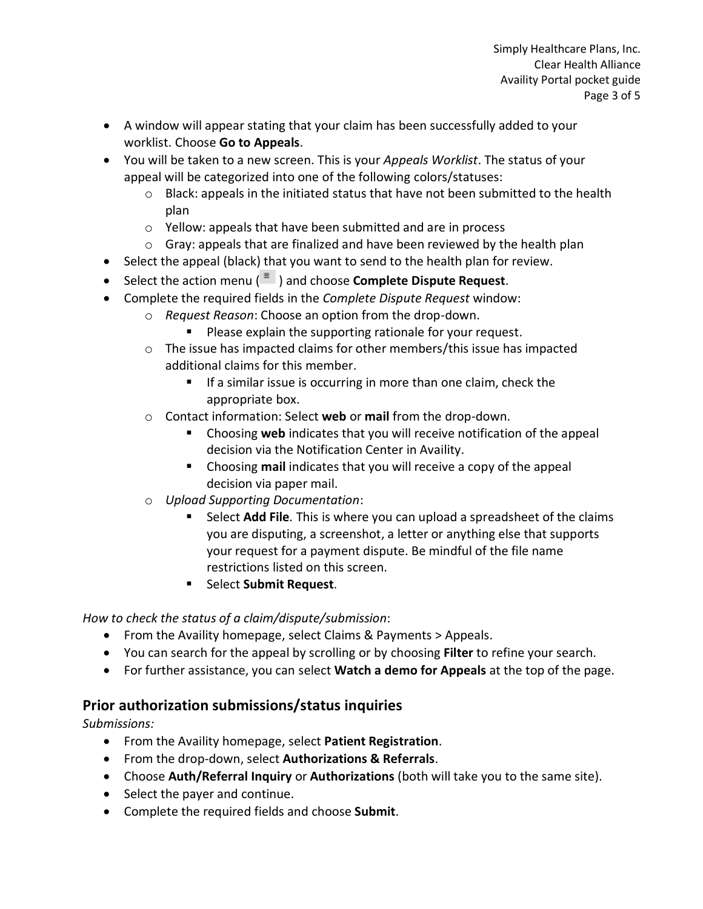- A window will appear stating that your claim has been successfully added to your worklist. Choose **Go to Appeals**.
- You will be taken to a new screen. This is your *Appeals Worklist*. The status of your appeal will be categorized into one of the following colors/statuses:
  - Black: appeals in the initiated status that have not been submitted to the health plan
  - Yellow: appeals that have been submitted and are in process
  - Gray: appeals that are finalized and have been reviewed by the health plan
- Select the appeal (black) that you want to send to the health plan for review.
- Select the action menu ( ) and choose **Complete Dispute Request**.
- Complete the required fields in the *Complete Dispute Request* window:
  - *Request Reason*: Choose an option from the drop-down.
    - Please explain the supporting rationale for your request.
  - The issue has impacted claims for other members/this issue has impacted additional claims for this member.
    - If a similar issue is occurring in more than one claim, check the appropriate box.
  - Contact information: Select **web** or **mail** from the drop-down.
    - Choosing **web** indicates that you will receive notification of the appeal decision via the Notification Center in Availity.
    - Choosing **mail** indicates that you will receive a copy of the appeal decision via paper mail.
  - *Upload Supporting Documentation*:
    - Select **Add File**. This is where you can upload a spreadsheet of the claims you are disputing, a screenshot, a letter or anything else that supports your request for a payment dispute. Be mindful of the file name restrictions listed on this screen.
    - Select **Submit Request**.

*How to check the status of a claim/dispute/submission*:

- From the Availity homepage, select Claims & Payments > Appeals.
- You can search for the appeal by scrolling or by choosing **Filter** to refine your search.
- For further assistance, you can select **Watch a demo for Appeals** at the top of the page.

## Prior authorization submissions/status inquiries

*Submissions:*

- From the Availity homepage, select **Patient Registration**.
- From the drop-down, select **Authorizations & Referrals**.
- Choose **Auth/Referral Inquiry** or **Authorizations** (both will take you to the same site).
- Select the payer and continue.
- Complete the required fields and choose **Submit**.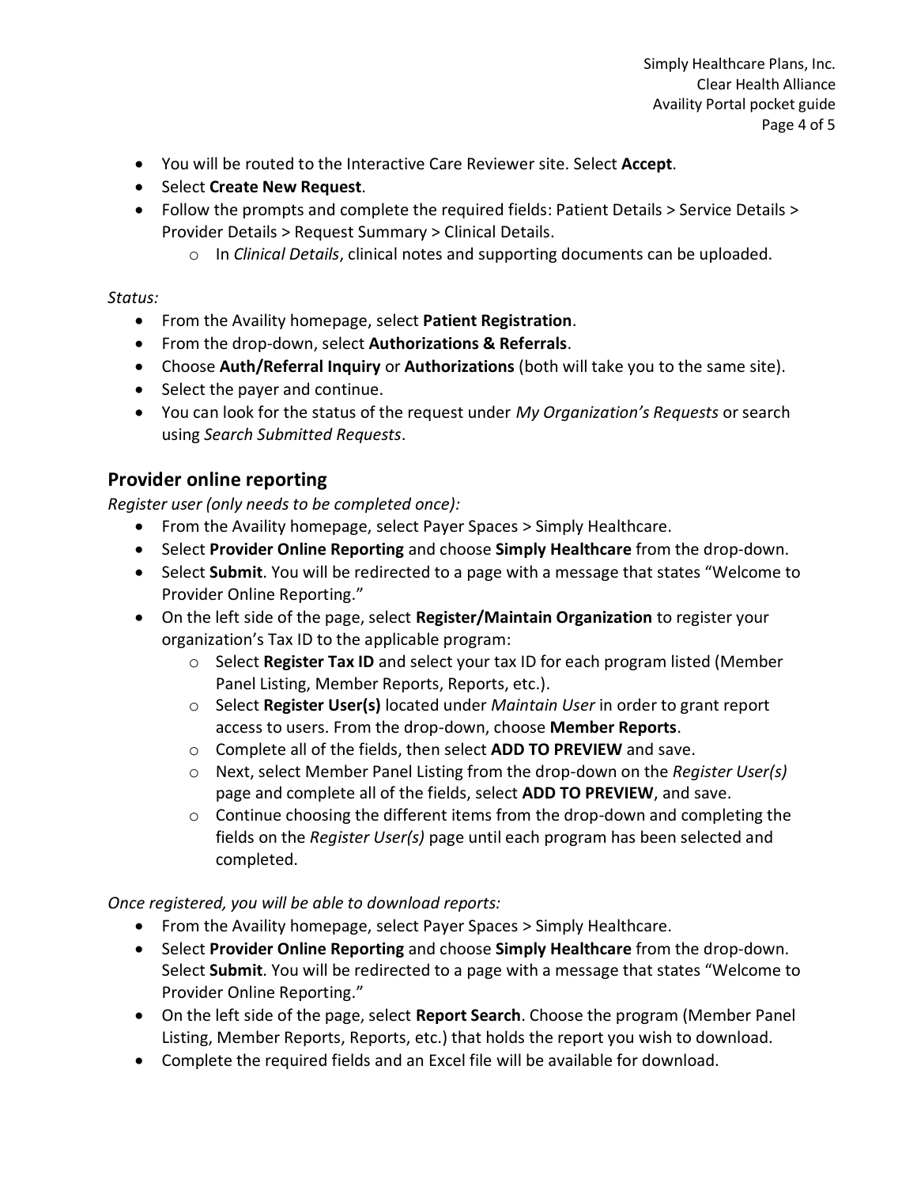- You will be routed to the Interactive Care Reviewer site. Select **Accept**.
- Select **Create New Request**.
- Follow the prompts and complete the required fields: Patient Details > Service Details > Provider Details > Request Summary > Clinical Details.
  - In *Clinical Details*, clinical notes and supporting documents can be uploaded.

*Status:*

- From the Availity homepage, select **Patient Registration**.
- From the drop-down, select **Authorizations & Referrals**.
- Choose **Auth/Referral Inquiry** or **Authorizations** (both will take you to the same site).
- Select the payer and continue.
- You can look for the status of the request under *My Organization's Requests* or search using *Search Submitted Requests*.

## Provider online reporting

*Register user (only needs to be completed once):*

- From the Availity homepage, select Payer Spaces > Simply Healthcare.
- Select **Provider Online Reporting** and choose **Simply Healthcare** from the drop-down.
- Select **Submit**. You will be redirected to a page with a message that states "Welcome to Provider Online Reporting."
- On the left side of the page, select **Register/Maintain Organization** to register your organization's Tax ID to the applicable program:
  - Select **Register Tax ID** and select your tax ID for each program listed (Member Panel Listing, Member Reports, Reports, etc.).
  - Select **Register User(s)** located under *Maintain User* in order to grant report access to users. From the drop-down, choose **Member Reports**.
  - Complete all of the fields, then select **ADD TO PREVIEW** and save.
  - Next, select Member Panel Listing from the drop-down on the *Register User(s)* page and complete all of the fields, select **ADD TO PREVIEW**, and save.
  - Continue choosing the different items from the drop-down and completing the fields on the *Register User(s)* page until each program has been selected and completed.

*Once registered, you will be able to download reports:*

- From the Availity homepage, select Payer Spaces > Simply Healthcare.
- Select **Provider Online Reporting** and choose **Simply Healthcare** from the drop-down. Select **Submit**. You will be redirected to a page with a message that states "Welcome to Provider Online Reporting."
- On the left side of the page, select **Report Search**. Choose the program (Member Panel Listing, Member Reports, Reports, etc.) that holds the report you wish to download.
- Complete the required fields and an Excel file will be available for download.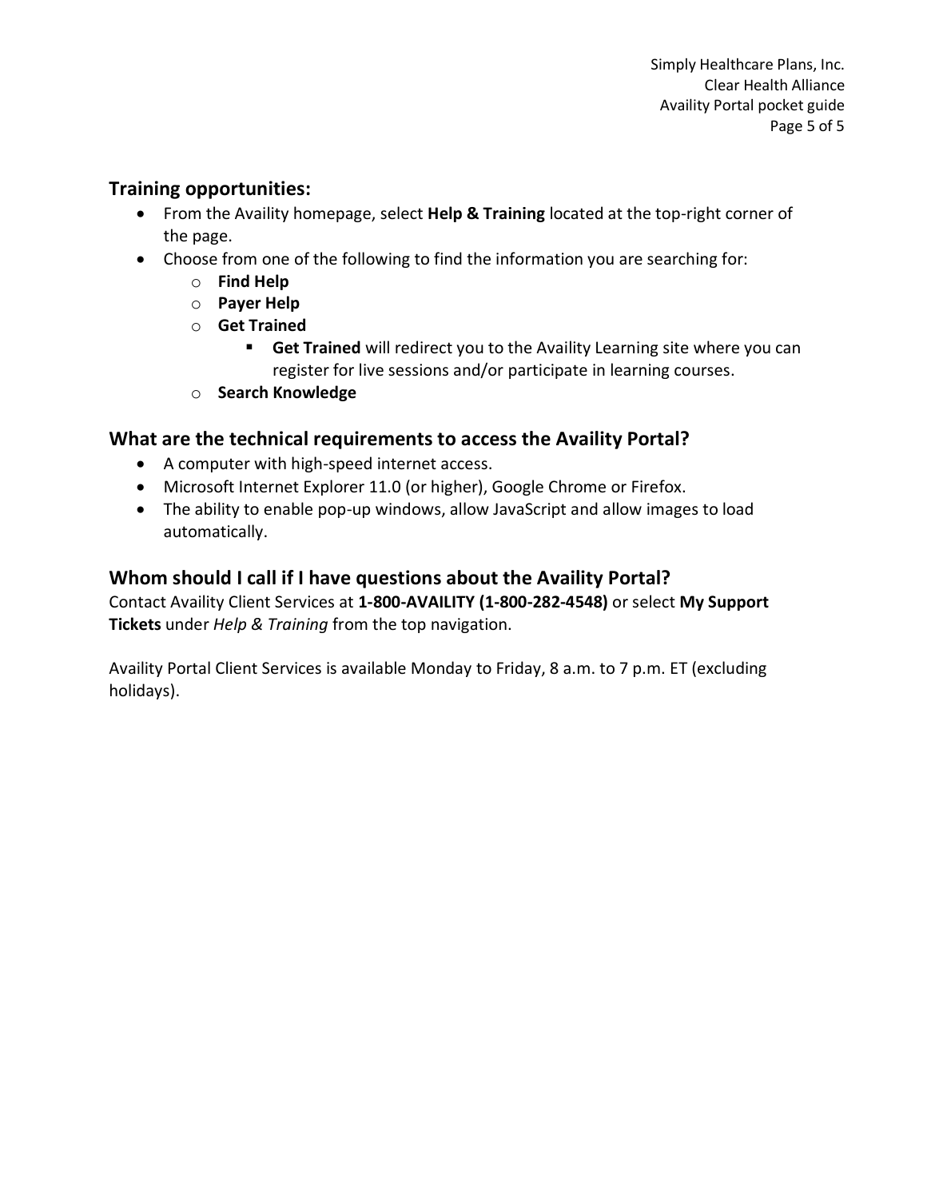## Training opportunities:

- From the Availity homepage, select **Help & Training** located at the top-right corner of the page.
- Choose from one of the following to find the information you are searching for:
  - **Find Help**
  - **Payer Help**
  - **Get Trained**
    - **Get Trained** will redirect you to the Availity Learning site where you can register for live sessions and/or participate in learning courses.
  - **Search Knowledge**

## What are the technical requirements to access the Availity Portal?

- A computer with high-speed internet access.
- Microsoft Internet Explorer 11.0 (or higher), Google Chrome or Firefox.
- The ability to enable pop-up windows, allow JavaScript and allow images to load automatically.

## Whom should I call if I have questions about the Availity Portal?

Contact Availity Client Services at **1-800-AVAILITY (1-800-282-4548)** or select **My Support Tickets** under *Help & Training* from the top navigation.

Availity Portal Client Services is available Monday to Friday, 8 a.m. to 7 p.m. ET (excluding holidays).